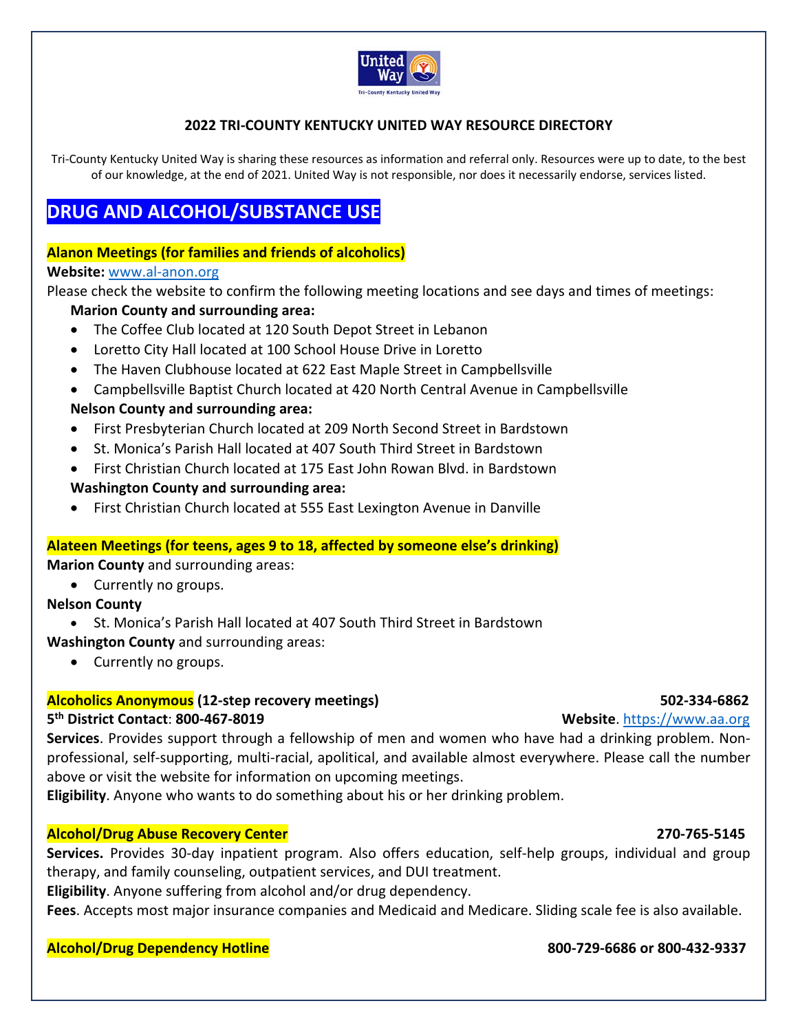### 2022 TRI-COUNTY KENTUCKY UNITED WAY RESOURCE DIRECTORY

Tri-County Kentucky United Way is sharing these resources as information and referral only. Resources were up to date, to the best of our knowledge, at the end of 2021. United Way is not responsible, nor does it necessarily endorse, services listed.

# DRUG AND ALCOHOL/SUBSTANCE USE

**Alanon Meetings (for families and friends of alcoholics)**

**Website:** www.al-anon.org

Please check the website to confirm the following meeting locations and see days and times of meetings:

**Marion County and surrounding area:**

- The Coffee Club located at 120 South Depot Street in Lebanon
- Loretto City Hall located at 100 School House Drive in Loretto
- The Haven Clubhouse located at 622 East Maple Street in Campbellsville
- Campbellsville Baptist Church located at 420 North Central Avenue in Campbellsville

**Nelson County and surrounding area:**

- First Presbyterian Church located at 209 North Second Street in Bardstown
- St. Monica's Parish Hall located at 407 South Third Street in Bardstown
- First Christian Church located at 175 East John Rowan Blvd. in Bardstown

**Washington County and surrounding area:**

- First Christian Church located at 555 East Lexington Avenue in Danville

**Alateen Meetings (for teens, ages 9 to 18, affected by someone else's drinking)**

**Marion County** and surrounding areas:

- Currently no groups.

**Nelson County**

- St. Monica's Parish Hall located at 407 South Third Street in Bardstown

**Washington County** and surrounding areas:

- Currently no groups.

**Alcoholics Anonymous (12-step recovery meetings)** **502-334-6862**

**5th District Contact**: **800-467-8019** **Website**. https://www.aa.org

**Services**. Provides support through a fellowship of men and women who have had a drinking problem. Non-professional, self-supporting, multi-racial, apolitical, and available almost everywhere. Please call the number above or visit the website for information on upcoming meetings.

**Eligibility**. Anyone who wants to do something about his or her drinking problem.

**Alcohol/Drug Abuse Recovery Center** **270-765-5145**

**Services.** Provides 30-day inpatient program. Also offers education, self-help groups, individual and group therapy, and family counseling, outpatient services, and DUI treatment.

**Eligibility**. Anyone suffering from alcohol and/or drug dependency.

**Fees**. Accepts most major insurance companies and Medicaid and Medicare. Sliding scale fee is also available.

**Alcohol/Drug Dependency Hotline** **800-729-6686 or 800-432-9337**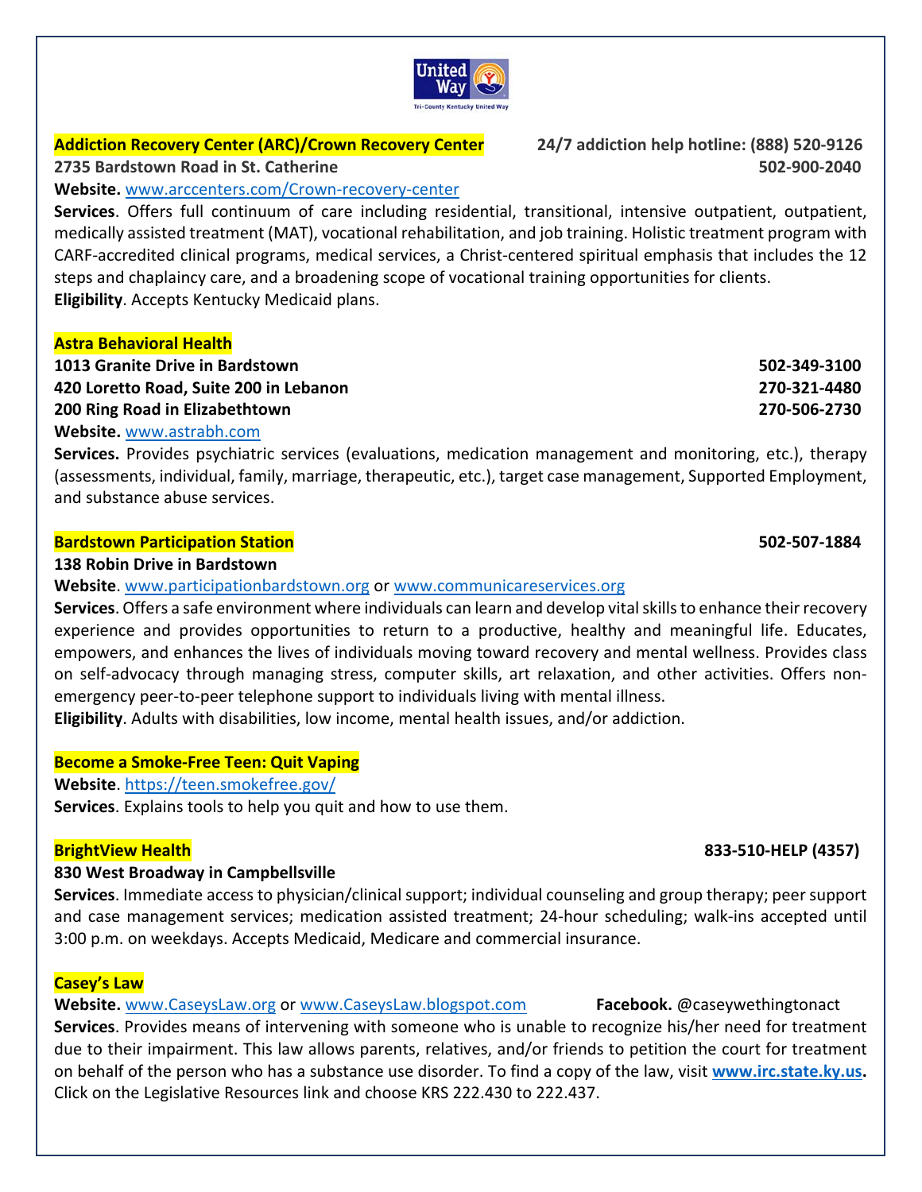**Addiction Recovery Center (ARC)/Crown Recovery Center** — **24/7 addiction help hotline: (888) 520-9126**

**2735 Bardstown Road in St. Catherine** — **502-900-2040**

**Website.** www.arccenters.com/Crown-recovery-center

**Services**. Offers full continuum of care including residential, transitional, intensive outpatient, outpatient, medically assisted treatment (MAT), vocational rehabilitation, and job training. Holistic treatment program with CARF-accredited clinical programs, medical services, a Christ-centered spiritual emphasis that includes the 12 steps and chaplaincy care, and a broadening scope of vocational training opportunities for clients.

**Eligibility**. Accepts Kentucky Medicaid plans.

**Astra Behavioral Health**

**1013 Granite Drive in Bardstown** — **502-349-3100**

**420 Loretto Road, Suite 200 in Lebanon** — **270-321-4480**

**200 Ring Road in Elizabethtown** — **270-506-2730**

**Website.** www.astrabh.com

**Services.** Provides psychiatric services (evaluations, medication management and monitoring, etc.), therapy (assessments, individual, family, marriage, therapeutic, etc.), target case management, Supported Employment, and substance abuse services.

**Bardstown Participation Station** — **502-507-1884**

**138 Robin Drive in Bardstown**

**Website**. www.participationbardstown.org or www.communicareservices.org

**Services**. Offers a safe environment where individuals can learn and develop vital skills to enhance their recovery experience and provides opportunities to return to a productive, healthy and meaningful life. Educates, empowers, and enhances the lives of individuals moving toward recovery and mental wellness. Provides class on self-advocacy through managing stress, computer skills, art relaxation, and other activities. Offers non-emergency peer-to-peer telephone support to individuals living with mental illness.

**Eligibility**. Adults with disabilities, low income, mental health issues, and/or addiction.

**Become a Smoke-Free Teen: Quit Vaping**

**Website**. https://teen.smokefree.gov/

**Services**. Explains tools to help you quit and how to use them.

**BrightView Health** — **833-510-HELP (4357)**

**830 West Broadway in Campbellsville**

**Services**. Immediate access to physician/clinical support; individual counseling and group therapy; peer support and case management services; medication assisted treatment; 24-hour scheduling; walk-ins accepted until 3:00 p.m. on weekdays. Accepts Medicaid, Medicare and commercial insurance.

**Casey's Law**

**Website.** www.CaseysLaw.org or www.CaseysLaw.blogspot.com — **Facebook.** @caseywethingtonact

**Services**. Provides means of intervening with someone who is unable to recognize his/her need for treatment due to their impairment. This law allows parents, relatives, and/or friends to petition the court for treatment on behalf of the person who has a substance use disorder. To find a copy of the law, visit **www.irc.state.ky.us.** Click on the Legislative Resources link and choose KRS 222.430 to 222.437.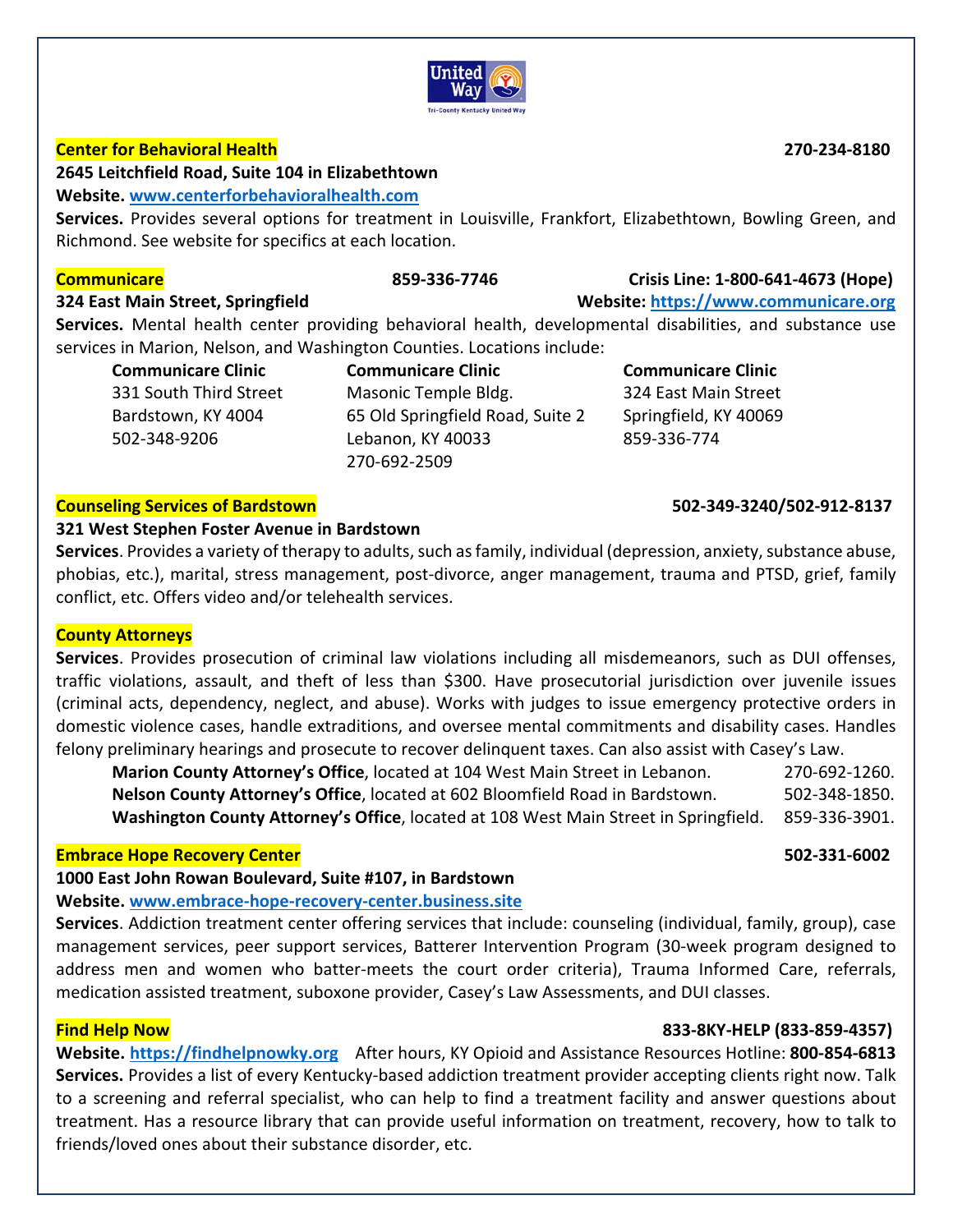**Center for Behavioral Health** 270-234-8180

**2645 Leitchfield Road, Suite 104 in Elizabethtown**

**Website.** [www.centerforbehavioralhealth.com](http://www.centerforbehavioralhealth.com)

**Services.** Provides several options for treatment in Louisville, Frankfort, Elizabethtown, Bowling Green, and Richmond. See website for specifics at each location.

**Communicare** 859-336-7746 **Crisis Line: 1-800-641-4673 (Hope)**

**324 East Main Street, Springfield** **Website:** [https://www.communicare.org](https://www.communicare.org)

**Services.** Mental health center providing behavioral health, developmental disabilities, and substance use services in Marion, Nelson, and Washington Counties. Locations include:

**Communicare Clinic**
331 South Third Street
Bardstown, KY 4004
502-348-9206

**Communicare Clinic**
Masonic Temple Bldg.
65 Old Springfield Road, Suite 2
Lebanon, KY 40033
270-692-2509

**Communicare Clinic**
324 East Main Street
Springfield, KY 40069
859-336-774

**Counseling Services of Bardstown** 502-349-3240/502-912-8137

**321 West Stephen Foster Avenue in Bardstown**

**Services**. Provides a variety of therapy to adults, such as family, individual (depression, anxiety, substance abuse, phobias, etc.), marital, stress management, post-divorce, anger management, trauma and PTSD, grief, family conflict, etc. Offers video and/or telehealth services.

**County Attorneys**

**Services**. Provides prosecution of criminal law violations including all misdemeanors, such as DUI offenses, traffic violations, assault, and theft of less than $300. Have prosecutorial jurisdiction over juvenile issues (criminal acts, dependency, neglect, and abuse). Works with judges to issue emergency protective orders in domestic violence cases, handle extraditions, and oversee mental commitments and disability cases. Handles felony preliminary hearings and prosecute to recover delinquent taxes. Can also assist with Casey's Law.

- **Marion County Attorney's Office**, located at 104 West Main Street in Lebanon. 270-692-1260.
- **Nelson County Attorney's Office**, located at 602 Bloomfield Road in Bardstown. 502-348-1850.
- **Washington County Attorney's Office**, located at 108 West Main Street in Springfield. 859-336-3901.

**Embrace Hope Recovery Center** 502-331-6002

**1000 East John Rowan Boulevard, Suite #107, in Bardstown**

**Website.** [www.embrace-hope-recovery-center.business.site](http://www.embrace-hope-recovery-center.business.site)

**Services**. Addiction treatment center offering services that include: counseling (individual, family, group), case management services, peer support services, Batterer Intervention Program (30-week program designed to address men and women who batter-meets the court order criteria), Trauma Informed Care, referrals, medication assisted treatment, suboxone provider, Casey's Law Assessments, and DUI classes.

**Find Help Now** **833-8KY-HELP (833-859-4357)**

**Website.** [https://findhelpnowky.org](https://findhelpnowky.org) After hours, KY Opioid and Assistance Resources Hotline: **800-854-6813**

**Services.** Provides a list of every Kentucky-based addiction treatment provider accepting clients right now. Talk to a screening and referral specialist, who can help to find a treatment facility and answer questions about treatment. Has a resource library that can provide useful information on treatment, recovery, how to talk to friends/loved ones about their substance disorder, etc.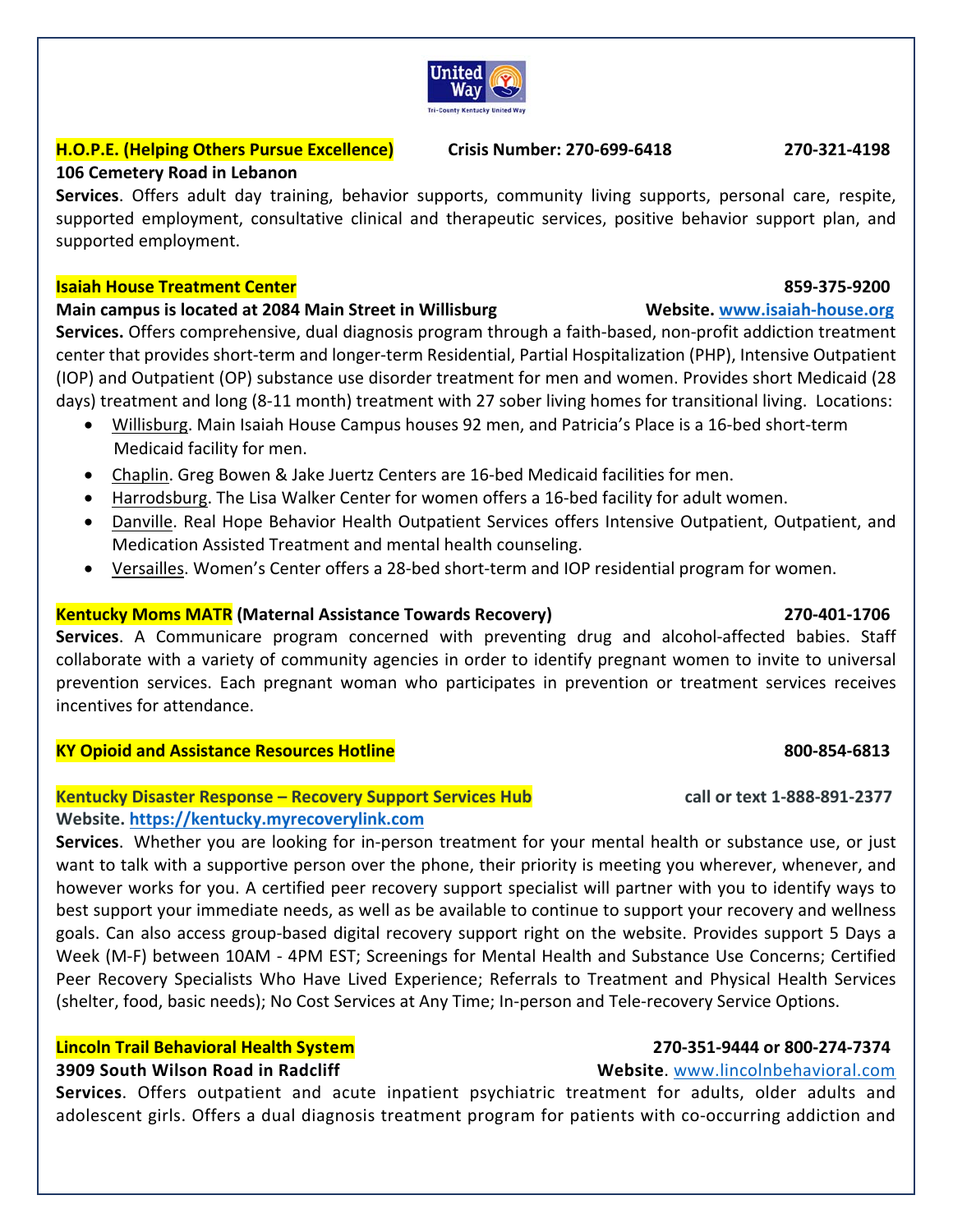**H.O.P.E. (Helping Others Pursue Excellence)** **Crisis Number: 270-699-6418** **270-321-4198**
**106 Cemetery Road in Lebanon**
**Services**. Offers adult day training, behavior supports, community living supports, personal care, respite, supported employment, consultative clinical and therapeutic services, positive behavior support plan, and supported employment.

**Isaiah House Treatment Center** **859-375-9200**
**Main campus is located at 2084 Main Street in Willisburg** **Website. www.isaiah-house.org**
**Services.** Offers comprehensive, dual diagnosis program through a faith-based, non-profit addiction treatment center that provides short-term and longer-term Residential, Partial Hospitalization (PHP), Intensive Outpatient (IOP) and Outpatient (OP) substance use disorder treatment for men and women. Provides short Medicaid (28 days) treatment and long (8-11 month) treatment with 27 sober living homes for transitional living. Locations:

- Willisburg. Main Isaiah House Campus houses 92 men, and Patricia's Place is a 16-bed short-term Medicaid facility for men.
- Chaplin. Greg Bowen & Jake Juertz Centers are 16-bed Medicaid facilities for men.
- Harrodsburg. The Lisa Walker Center for women offers a 16-bed facility for adult women.
- Danville. Real Hope Behavior Health Outpatient Services offers Intensive Outpatient, Outpatient, and Medication Assisted Treatment and mental health counseling.
- Versailles. Women's Center offers a 28-bed short-term and IOP residential program for women.

**Kentucky Moms MATR (Maternal Assistance Towards Recovery)** **270-401-1706**
**Services**. A Communicare program concerned with preventing drug and alcohol-affected babies. Staff collaborate with a variety of community agencies in order to identify pregnant women to invite to universal prevention services. Each pregnant woman who participates in prevention or treatment services receives incentives for attendance.

**KY Opioid and Assistance Resources Hotline** **800-854-6813**

**Kentucky Disaster Response – Recovery Support Services Hub** **call or text 1-888-891-2377**
**Website. https://kentucky.myrecoverylink.com**
**Services**. Whether you are looking for in-person treatment for your mental health or substance use, or just want to talk with a supportive person over the phone, their priority is meeting you wherever, whenever, and however works for you. A certified peer recovery support specialist will partner with you to identify ways to best support your immediate needs, as well as be available to continue to support your recovery and wellness goals. Can also access group-based digital recovery support right on the website. Provides support 5 Days a Week (M-F) between 10AM - 4PM EST; Screenings for Mental Health and Substance Use Concerns; Certified Peer Recovery Specialists Who Have Lived Experience; Referrals to Treatment and Physical Health Services (shelter, food, basic needs); No Cost Services at Any Time; In-person and Tele-recovery Service Options.

**Lincoln Trail Behavioral Health System** **270-351-9444 or 800-274-7374**
**3909 South Wilson Road in Radcliff** **Website**. www.lincolnbehavioral.com
**Services**. Offers outpatient and acute inpatient psychiatric treatment for adults, older adults and adolescent girls. Offers a dual diagnosis treatment program for patients with co-occurring addiction and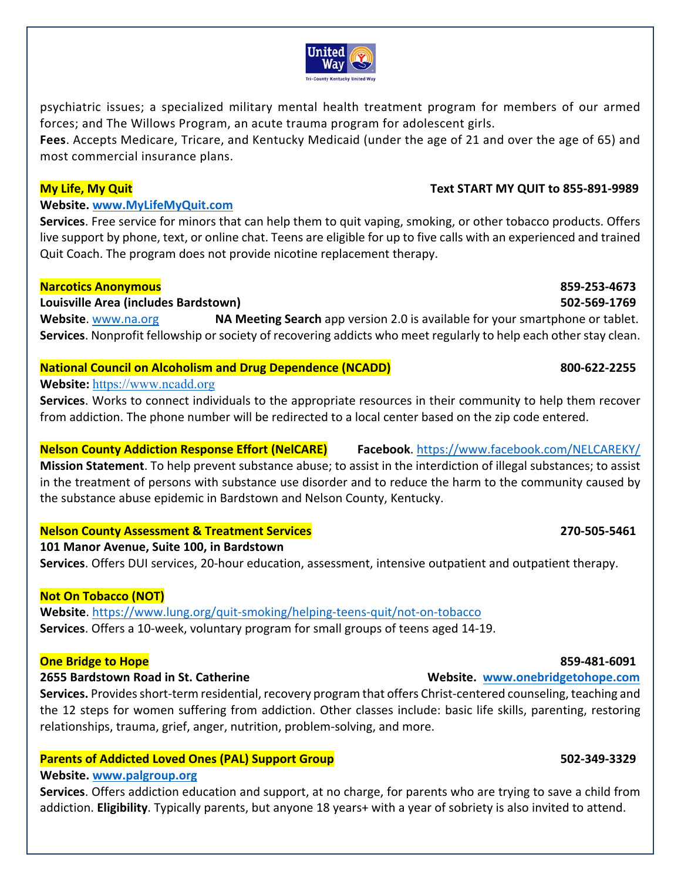psychiatric issues; a specialized military mental health treatment program for members of our armed forces; and The Willows Program, an acute trauma program for adolescent girls.
**Fees**. Accepts Medicare, Tricare, and Kentucky Medicaid (under the age of 21 and over the age of 65) and most commercial insurance plans.

**My Life, My Quit** — **Text START MY QUIT to 855-891-9989**
**Website.** **www.MyLifeMyQuit.com**
**Services**. Free service for minors that can help them to quit vaping, smoking, or other tobacco products. Offers live support by phone, text, or online chat. Teens are eligible for up to five calls with an experienced and trained Quit Coach. The program does not provide nicotine replacement therapy.

**Narcotics Anonymous** — **859-253-4673**
**Louisville Area (includes Bardstown)** — **502-569-1769**
**Website**. www.na.org — **NA Meeting Search** app version 2.0 is available for your smartphone or tablet.
**Services**. Nonprofit fellowship or society of recovering addicts who meet regularly to help each other stay clean.

**National Council on Alcoholism and Drug Dependence (NCADD)** — **800-622-2255**
**Website:** https://www.ncadd.org
**Services**. Works to connect individuals to the appropriate resources in their community to help them recover from addiction. The phone number will be redirected to a local center based on the zip code entered.

**Nelson County Addiction Response Effort (NelCARE)** — **Facebook**. https://www.facebook.com/NELCAREKY/
**Mission Statement**. To help prevent substance abuse; to assist in the interdiction of illegal substances; to assist in the treatment of persons with substance use disorder and to reduce the harm to the community caused by the substance abuse epidemic in Bardstown and Nelson County, Kentucky.

**Nelson County Assessment & Treatment Services** — **270-505-5461**
**101 Manor Avenue, Suite 100, in Bardstown**
**Services**. Offers DUI services, 20-hour education, assessment, intensive outpatient and outpatient therapy.

**Not On Tobacco (NOT)**
**Website**. https://www.lung.org/quit-smoking/helping-teens-quit/not-on-tobacco
**Services**. Offers a 10-week, voluntary program for small groups of teens aged 14-19.

**One Bridge to Hope** — **859-481-6091**
**2655 Bardstown Road in St. Catherine** — **Website.** **www.onebridgetohope.com**
**Services.** Provides short-term residential, recovery program that offers Christ-centered counseling, teaching and the 12 steps for women suffering from addiction. Other classes include: basic life skills, parenting, restoring relationships, trauma, grief, anger, nutrition, problem-solving, and more.

**Parents of Addicted Loved Ones (PAL) Support Group** — **502-349-3329**
**Website.** **www.palgroup.org**
**Services**. Offers addiction education and support, at no charge, for parents who are trying to save a child from addiction. **Eligibility**. Typically parents, but anyone 18 years+ with a year of sobriety is also invited to attend.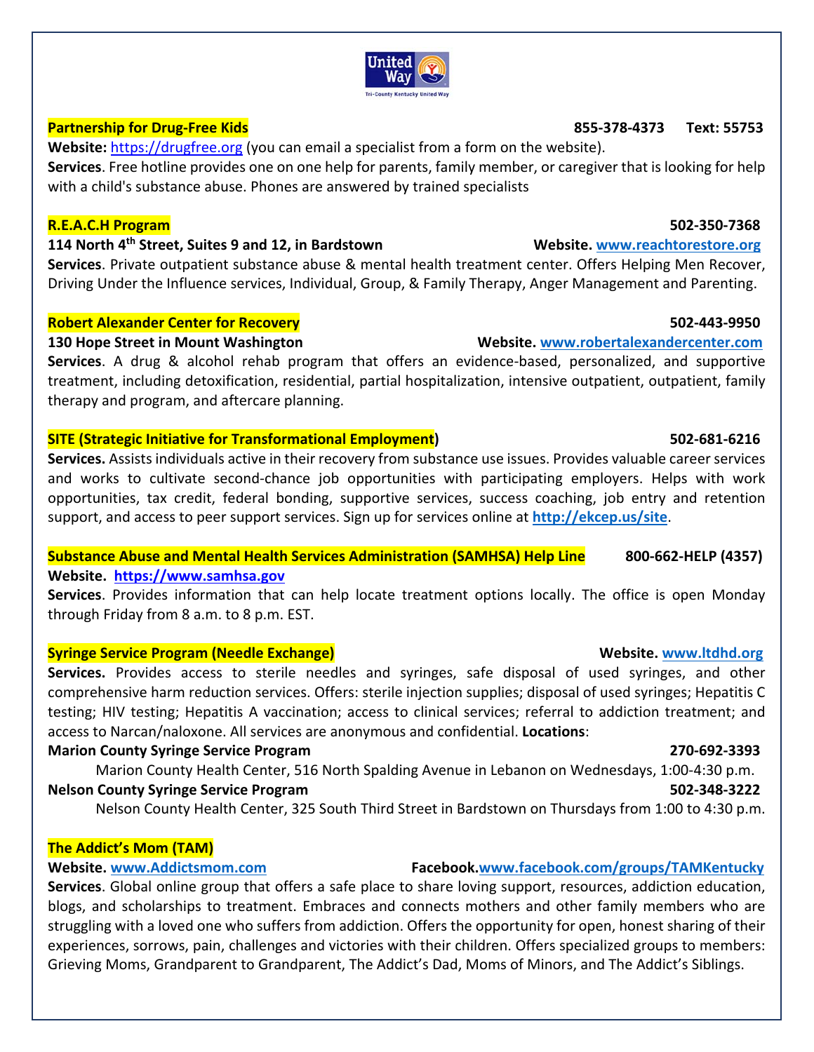**Partnership for Drug-Free Kids** 855-378-4373 Text: 55753

**Website:** https://drugfree.org (you can email a specialist from a form on the website).

**Services**. Free hotline provides one on one help for parents, family member, or caregiver that is looking for help with a child's substance abuse. Phones are answered by trained specialists

**R.E.A.C.H Program** 502-350-7368

**114 North 4th Street, Suites 9 and 12, in Bardstown** **Website.** www.reachtorestore.org

**Services**. Private outpatient substance abuse & mental health treatment center. Offers Helping Men Recover, Driving Under the Influence services, Individual, Group, & Family Therapy, Anger Management and Parenting.

**Robert Alexander Center for Recovery** 502-443-9950

**130 Hope Street in Mount Washington** **Website.** www.robertalexandercenter.com

**Services**. A drug & alcohol rehab program that offers an evidence-based, personalized, and supportive treatment, including detoxification, residential, partial hospitalization, intensive outpatient, outpatient, family therapy and program, and aftercare planning.

**SITE (Strategic Initiative for Transformational Employment)** 502-681-6216

**Services.** Assists individuals active in their recovery from substance use issues. Provides valuable career services and works to cultivate second-chance job opportunities with participating employers. Helps with work opportunities, tax credit, federal bonding, supportive services, success coaching, job entry and retention support, and access to peer support services. Sign up for services online at **http://ekcep.us/site**.

**Substance Abuse and Mental Health Services Administration (SAMHSA) Help Line** 800-662-HELP (4357)

**Website.** https://www.samhsa.gov

**Services**. Provides information that can help locate treatment options locally. The office is open Monday through Friday from 8 a.m. to 8 p.m. EST.

**Syringe Service Program (Needle Exchange)** **Website.** www.ltdhd.org

**Services.** Provides access to sterile needles and syringes, safe disposal of used syringes, and other comprehensive harm reduction services. Offers: sterile injection supplies; disposal of used syringes; Hepatitis C testing; HIV testing; Hepatitis A vaccination; access to clinical services; referral to addiction treatment; and access to Narcan/naloxone. All services are anonymous and confidential. **Locations**:

**Marion County Syringe Service Program** 270-692-3393

Marion County Health Center, 516 North Spalding Avenue in Lebanon on Wednesdays, 1:00-4:30 p.m.

**Nelson County Syringe Service Program** 502-348-3222

Nelson County Health Center, 325 South Third Street in Bardstown on Thursdays from 1:00 to 4:30 p.m.

**The Addict's Mom (TAM)**

**Website.** www.Addictsmom.com **Facebook.** www.facebook.com/groups/TAMKentucky

**Services**. Global online group that offers a safe place to share loving support, resources, addiction education, blogs, and scholarships to treatment. Embraces and connects mothers and other family members who are struggling with a loved one who suffers from addiction. Offers the opportunity for open, honest sharing of their experiences, sorrows, pain, challenges and victories with their children. Offers specialized groups to members: Grieving Moms, Grandparent to Grandparent, The Addict's Dad, Moms of Minors, and The Addict's Siblings.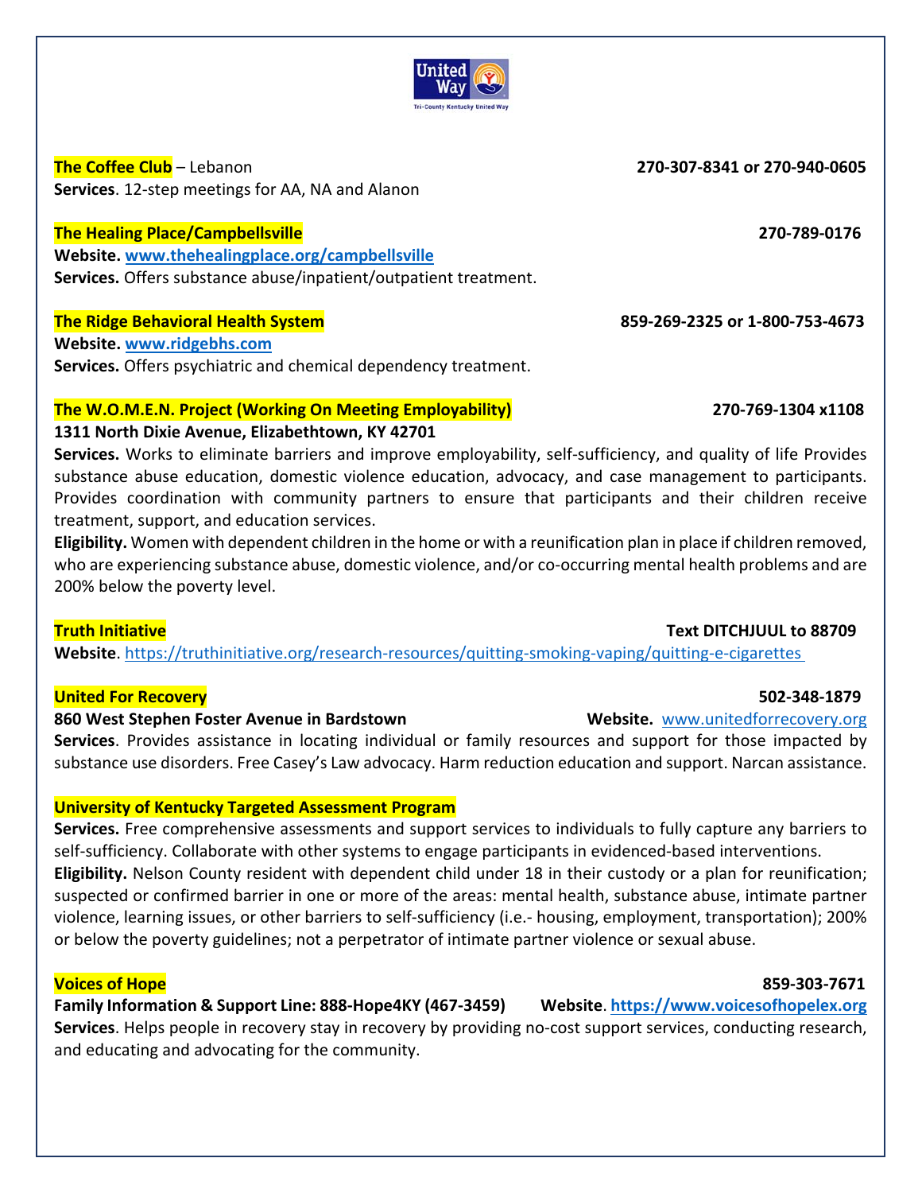**The Coffee Club** – Lebanon **270-307-8341 or 270-940-0605**
**Services**. 12-step meetings for AA, NA and Alanon

**The Healing Place/Campbellsville** **270-789-0176**
**Website.** [www.thehealingplace.org/campbellsville](http://www.thehealingplace.org/campbellsville)
**Services.** Offers substance abuse/inpatient/outpatient treatment.

**The Ridge Behavioral Health System** **859-269-2325 or 1-800-753-4673**
**Website.** [www.ridgebhs.com](http://www.ridgebhs.com)
**Services.** Offers psychiatric and chemical dependency treatment.

**The W.O.M.E.N. Project (Working On Meeting Employability)** **270-769-1304 x1108**
**1311 North Dixie Avenue, Elizabethtown, KY 42701**
**Services.** Works to eliminate barriers and improve employability, self-sufficiency, and quality of life Provides substance abuse education, domestic violence education, advocacy, and case management to participants. Provides coordination with community partners to ensure that participants and their children receive treatment, support, and education services.
**Eligibility.** Women with dependent children in the home or with a reunification plan in place if children removed, who are experiencing substance abuse, domestic violence, and/or co-occurring mental health problems and are 200% below the poverty level.

**Truth Initiative** **Text DITCHJUUL to 88709**
**Website**. [https://truthinitiative.org/research-resources/quitting-smoking-vaping/quitting-e-cigarettes](https://truthinitiative.org/research-resources/quitting-smoking-vaping/quitting-e-cigarettes)

**United For Recovery** **502-348-1879**
**860 West Stephen Foster Avenue in Bardstown** **Website.** [www.unitedforrecovery.org](http://www.unitedforrecovery.org)
**Services**. Provides assistance in locating individual or family resources and support for those impacted by substance use disorders. Free Casey's Law advocacy. Harm reduction education and support. Narcan assistance.

**University of Kentucky Targeted Assessment Program**
**Services.** Free comprehensive assessments and support services to individuals to fully capture any barriers to self-sufficiency. Collaborate with other systems to engage participants in evidenced-based interventions.
**Eligibility.** Nelson County resident with dependent child under 18 in their custody or a plan for reunification; suspected or confirmed barrier in one or more of the areas: mental health, substance abuse, intimate partner violence, learning issues, or other barriers to self-sufficiency (i.e.- housing, employment, transportation); 200% or below the poverty guidelines; not a perpetrator of intimate partner violence or sexual abuse.

**Voices of Hope** **859-303-7671**
**Family Information & Support Line: 888-Hope4KY (467-3459)** **Website**. [https://www.voicesofhopelex.org](https://www.voicesofhopelex.org)
**Services**. Helps people in recovery stay in recovery by providing no-cost support services, conducting research, and educating and advocating for the community.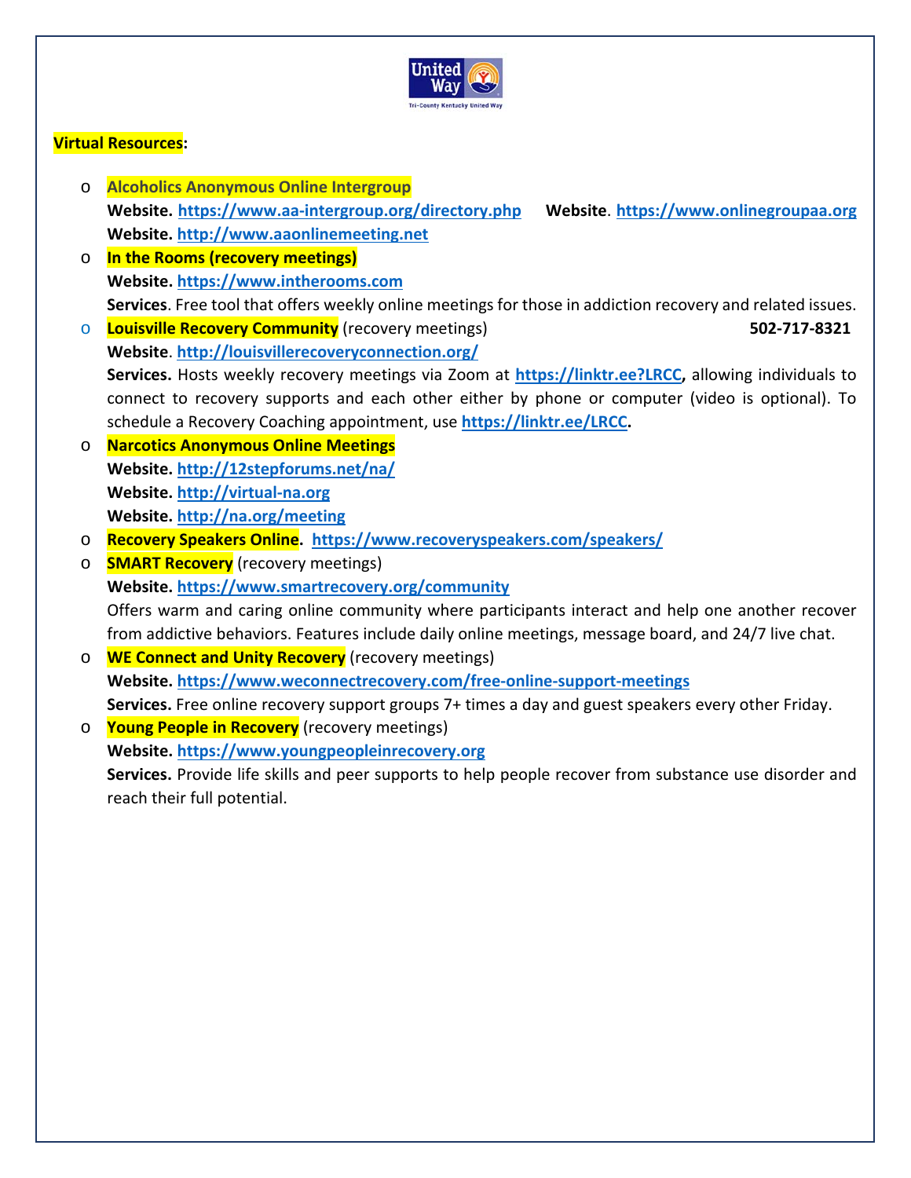**Virtual Resources:**

- **Alcoholics Anonymous Online Intergroup**
  **Website.** https://www.aa-intergroup.org/directory.php **Website.** https://www.onlinegroupaa.org
  **Website.** http://www.aaonlinemeeting.net
- **In the Rooms (recovery meetings)**
  **Website.** https://www.intherooms.com
  **Services**. Free tool that offers weekly online meetings for those in addiction recovery and related issues.
- **Louisville Recovery Community** (recovery meetings) **502-717-8321**
  **Website**. http://louisvillerecoveryconnection.org/
  **Services.** Hosts weekly recovery meetings via Zoom at **https://linktr.ee?LRCC,** allowing individuals to connect to recovery supports and each other either by phone or computer (video is optional). To schedule a Recovery Coaching appointment, use **https://linktr.ee/LRCC.**
- **Narcotics Anonymous Online Meetings**
  **Website.** http://12stepforums.net/na/
  **Website.** http://virtual-na.org
  **Website.** http://na.org/meeting
- **Recovery Speakers Online.** https://www.recoveryspeakers.com/speakers/
- **SMART Recovery** (recovery meetings)
  **Website.** https://www.smartrecovery.org/community
  Offers warm and caring online community where participants interact and help one another recover from addictive behaviors. Features include daily online meetings, message board, and 24/7 live chat.
- **WE Connect and Unity Recovery** (recovery meetings)
  **Website.** https://www.weconnectrecovery.com/free-online-support-meetings
  **Services.** Free online recovery support groups 7+ times a day and guest speakers every other Friday.
- **Young People in Recovery** (recovery meetings)
  **Website.** https://www.youngpeopleinrecovery.org
  **Services.** Provide life skills and peer supports to help people recover from substance use disorder and reach their full potential.